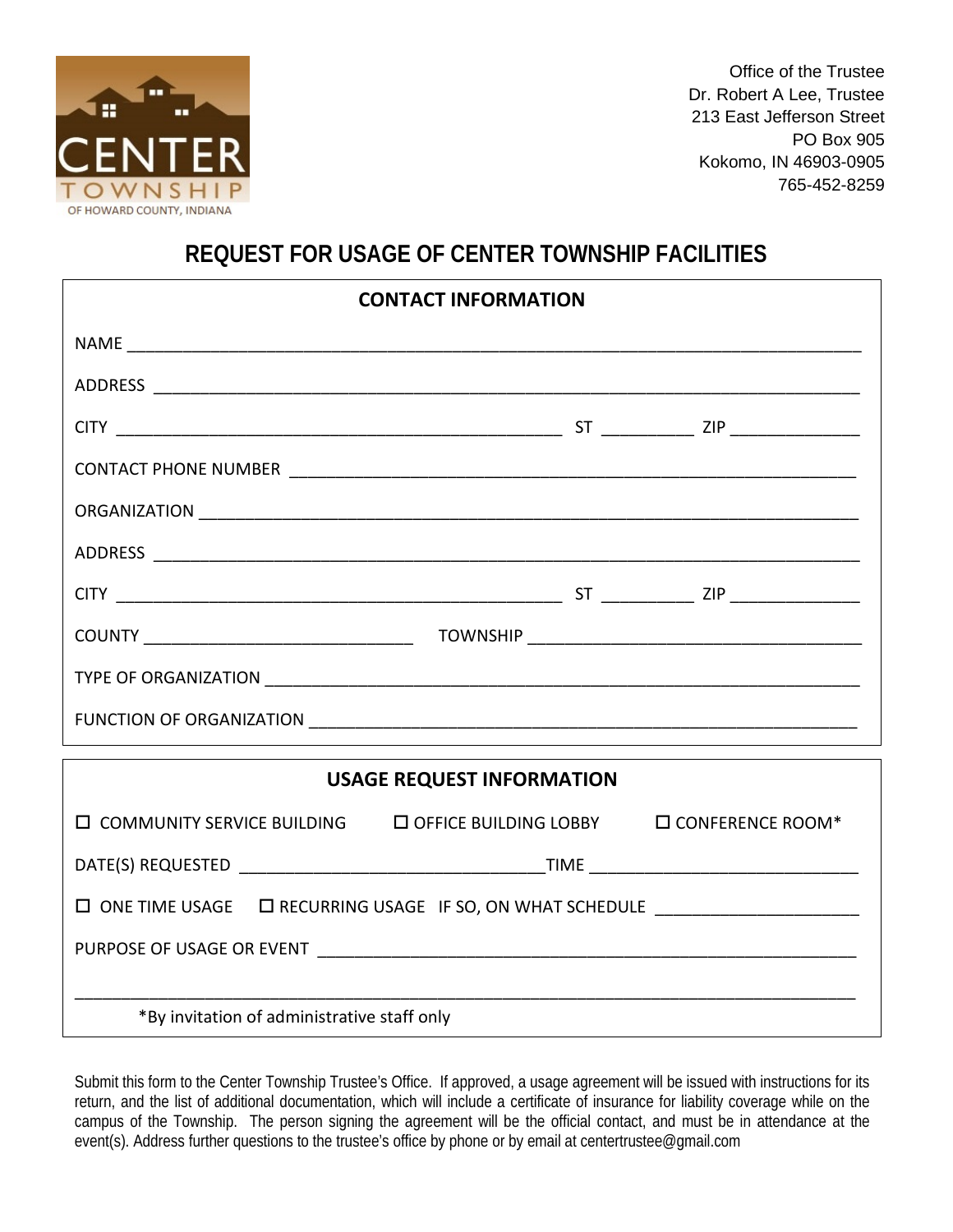CENTER TOWNSHIP
OF HOWARD COUNTY, INDIANA

Office of the Trustee
Dr. Robert A Lee, Trustee
213 East Jefferson Street
PO Box 905
Kokomo, IN 46903-0905
765-452-8259

# REQUEST FOR USAGE OF CENTER TOWNSHIP FACILITIES

## CONTACT INFORMATION

NAME ____________________________________________

ADDRESS ____________________________________________

CITY ______________________________ ST __________ ZIP ______________

CONTACT PHONE NUMBER ____________________________________________

ORGANIZATION ____________________________________________

ADDRESS ____________________________________________

CITY ______________________________ ST __________ ZIP ______________

COUNTY ______________________________ TOWNSHIP ______________________________

TYPE OF ORGANIZATION ____________________________________________

FUNCTION OF ORGANIZATION ____________________________________________

## USAGE REQUEST INFORMATION

☐ COMMUNITY SERVICE BUILDING ☐ OFFICE BUILDING LOBBY ☐ CONFERENCE ROOM*

DATE(S) REQUESTED ______________________________TIME ______________________________

☐ ONE TIME USAGE ☐ RECURRING USAGE IF SO, ON WHAT SCHEDULE ______________________

PURPOSE OF USAGE OR EVENT ____________________________________________

____________________________________________________________________________

*By invitation of administrative staff only

Submit this form to the Center Township Trustee's Office. If approved, a usage agreement will be issued with instructions for its return, and the list of additional documentation, which will include a certificate of insurance for liability coverage while on the campus of the Township. The person signing the agreement will be the official contact, and must be in attendance at the event(s). Address further questions to the trustee's office by phone or by email at centertrustee@gmail.com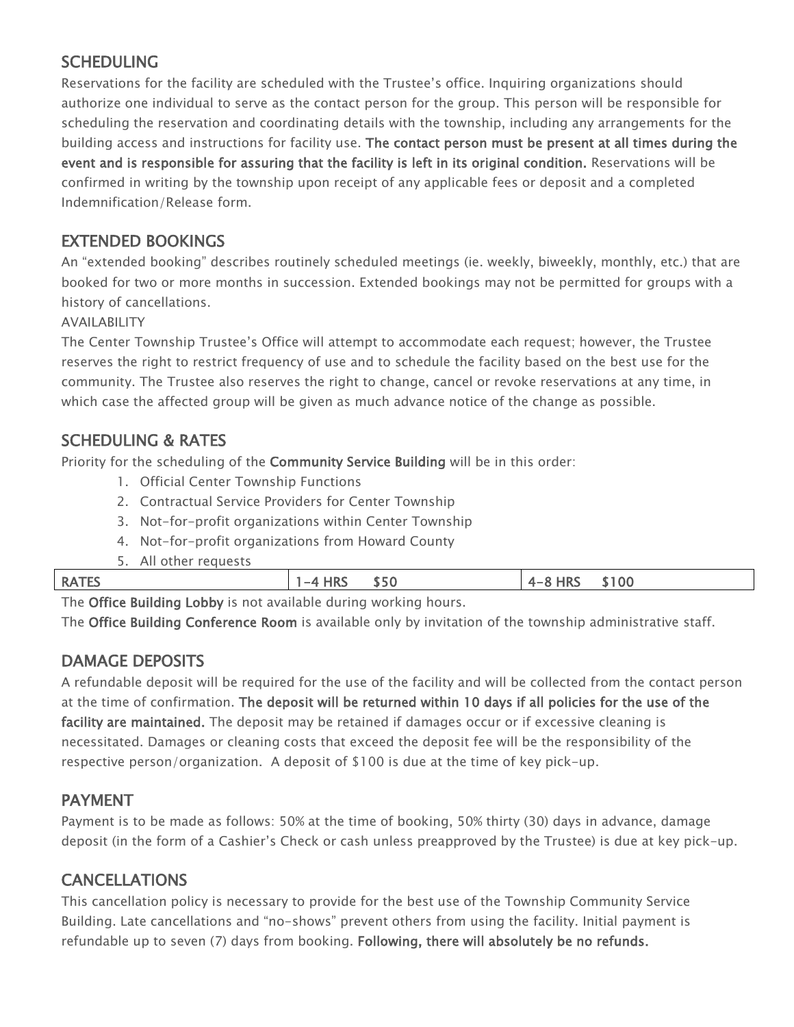## SCHEDULING

Reservations for the facility are scheduled with the Trustee's office. Inquiring organizations should authorize one individual to serve as the contact person for the group. This person will be responsible for scheduling the reservation and coordinating details with the township, including any arrangements for the building access and instructions for facility use. **The contact person must be present at all times during the event and is responsible for assuring that the facility is left in its original condition.** Reservations will be confirmed in writing by the township upon receipt of any applicable fees or deposit and a completed Indemnification/Release form.

## EXTENDED BOOKINGS

An "extended booking" describes routinely scheduled meetings (ie. weekly, biweekly, monthly, etc.) that are booked for two or more months in succession. Extended bookings may not be permitted for groups with a history of cancellations.

AVAILABILITY

The Center Township Trustee's Office will attempt to accommodate each request; however, the Trustee reserves the right to restrict frequency of use and to schedule the facility based on the best use for the community. The Trustee also reserves the right to change, cancel or revoke reservations at any time, in which case the affected group will be given as much advance notice of the change as possible.

## SCHEDULING & RATES

Priority for the scheduling of the **Community Service Building** will be in this order:

1. Official Center Township Functions
2. Contractual Service Providers for Center Township
3. Not-for-profit organizations within Center Township
4. Not-for-profit organizations from Howard County
5. All other requests

| | | |
|---|---|---|
| RATES | 1-4 HRS $50 | 4-8 HRS $100 |

The **Office Building Lobby** is not available during working hours.

The **Office Building Conference Room** is available only by invitation of the township administrative staff.

## DAMAGE DEPOSITS

A refundable deposit will be required for the use of the facility and will be collected from the contact person at the time of confirmation. **The deposit will be returned within 10 days if all policies for the use of the facility are maintained.** The deposit may be retained if damages occur or if excessive cleaning is necessitated. Damages or cleaning costs that exceed the deposit fee will be the responsibility of the respective person/organization. A deposit of $100 is due at the time of key pick-up.

## PAYMENT

Payment is to be made as follows: 50% at the time of booking, 50% thirty (30) days in advance, damage deposit (in the form of a Cashier's Check or cash unless preapproved by the Trustee) is due at key pick-up.

## CANCELLATIONS

This cancellation policy is necessary to provide for the best use of the Township Community Service Building. Late cancellations and "no-shows" prevent others from using the facility. Initial payment is refundable up to seven (7) days from booking. **Following, there will absolutely be no refunds.**